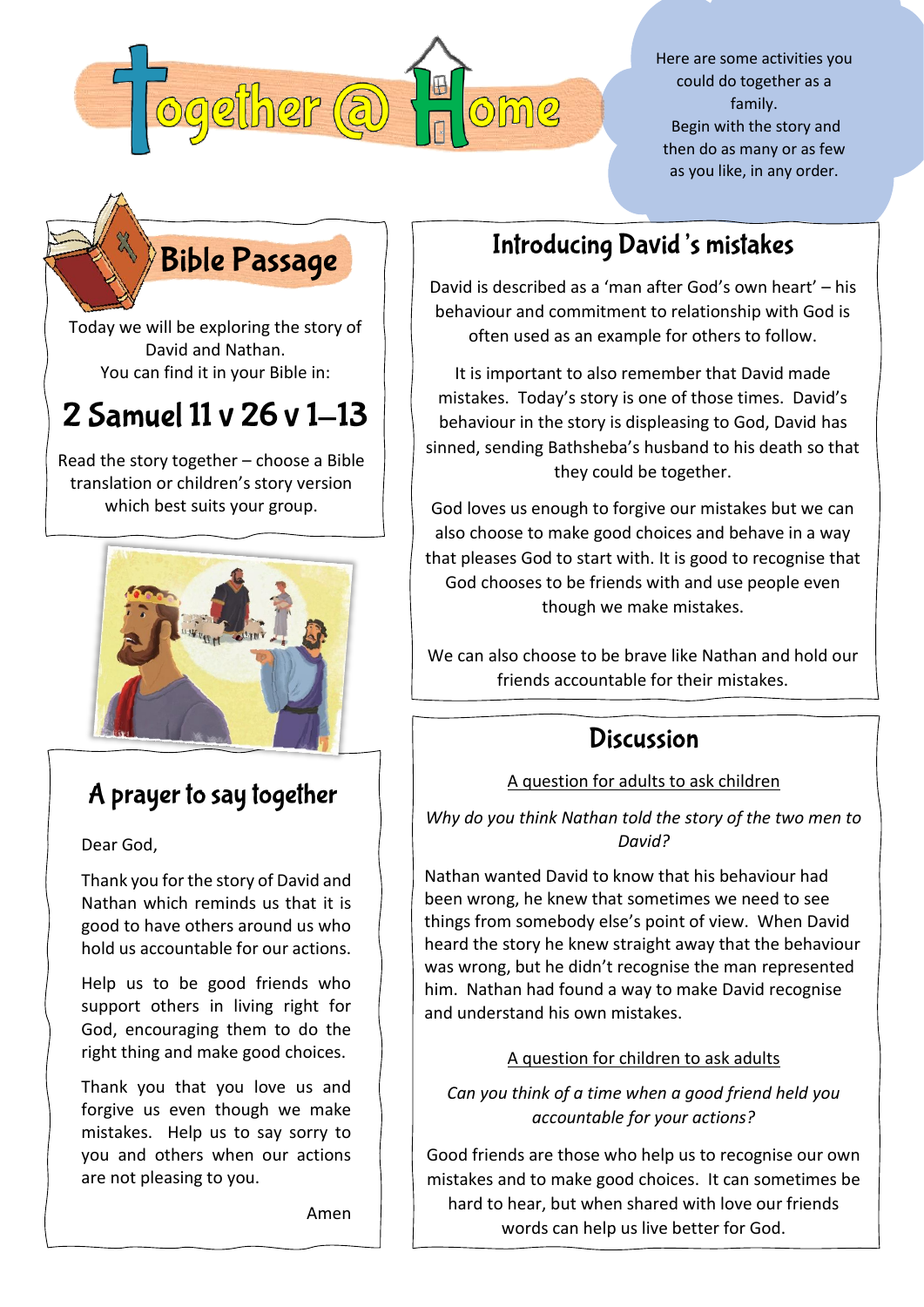# Together @ Home

Here are some activities you could do together as a family.
Begin with the story and then do as many or as few as you like, in any order.

## Bible Passage

Today we will be exploring the story of David and Nathan.
You can find it in your Bible in:

### 2 Samuel 11 v 26 v 1–13

Read the story together – choose a Bible translation or children's story version which best suits your group.

## A prayer to say together

Dear God,

Thank you for the story of David and Nathan which reminds us that it is good to have others around us who hold us accountable for our actions.

Help us to be good friends who support others in living right for God, encouraging them to do the right thing and make good choices.

Thank you that you love us and forgive us even though we make mistakes. Help us to say sorry to you and others when our actions are not pleasing to you.

Amen

## Introducing David's mistakes

David is described as a 'man after God's own heart' – his behaviour and commitment to relationship with God is often used as an example for others to follow.

It is important to also remember that David made mistakes. Today's story is one of those times. David's behaviour in the story is displeasing to God, David has sinned, sending Bathsheba's husband to his death so that they could be together.

God loves us enough to forgive our mistakes but we can also choose to make good choices and behave in a way that pleases God to start with. It is good to recognise that God chooses to be friends with and use people even though we make mistakes.

We can also choose to be brave like Nathan and hold our friends accountable for their mistakes.

## Discussion

A question for adults to ask children

*Why do you think Nathan told the story of the two men to David?*

Nathan wanted David to know that his behaviour had been wrong, he knew that sometimes we need to see things from somebody else's point of view. When David heard the story he knew straight away that the behaviour was wrong, but he didn't recognise the man represented him. Nathan had found a way to make David recognise and understand his own mistakes.

A question for children to ask adults

*Can you think of a time when a good friend held you accountable for your actions?*

Good friends are those who help us to recognise our own mistakes and to make good choices. It can sometimes be hard to hear, but when shared with love our friends words can help us live better for God.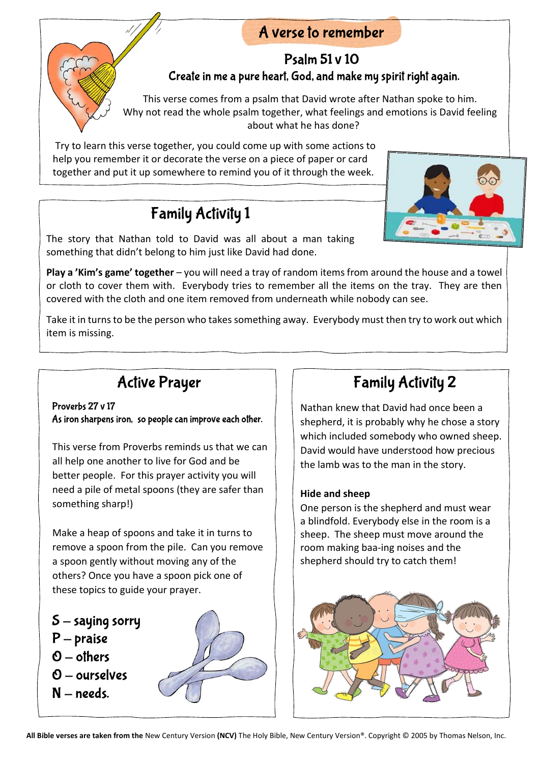## A verse to remember

### Psalm 51 v 10

**Create in me a pure heart, God, and make my spirit right again.**

This verse comes from a psalm that David wrote after Nathan spoke to him. Why not read the whole psalm together, what feelings and emotions is David feeling about what he has done?

Try to learn this verse together, you could come up with some actions to help you remember it or decorate the verse on a piece of paper or card together and put it up somewhere to remind you of it through the week.

## Family Activity 1

The story that Nathan told to David was all about a man taking something that didn't belong to him just like David had done.

**Play a 'Kim's game' together** – you will need a tray of random items from around the house and a towel or cloth to cover them with. Everybody tries to remember all the items on the tray. They are then covered with the cloth and one item removed from underneath while nobody can see.

Take it in turns to be the person who takes something away. Everybody must then try to work out which item is missing.

## Active Prayer

**Proverbs 27 v 17**
**As iron sharpens iron, so people can improve each other.**

This verse from Proverbs reminds us that we can all help one another to live for God and be better people. For this prayer activity you will need a pile of metal spoons (they are safer than something sharp!)

Make a heap of spoons and take it in turns to remove a spoon from the pile. Can you remove a spoon gently without moving any of the others? Once you have a spoon pick one of these topics to guide your prayer.

S – saying sorry
P – praise
O – others
O – ourselves
N – needs.

## Family Activity 2

Nathan knew that David had once been a shepherd, it is probably why he chose a story which included somebody who owned sheep. David would have understood how precious the lamb was to the man in the story.

**Hide and sheep**

One person is the shepherd and must wear a blindfold. Everybody else in the room is a sheep. The sheep must move around the room making baa-ing noises and the shepherd should try to catch them!

**All Bible verses are taken from the** New Century Version **(NCV)** The Holy Bible, New Century Version®. Copyright © 2005 by Thomas Nelson, Inc.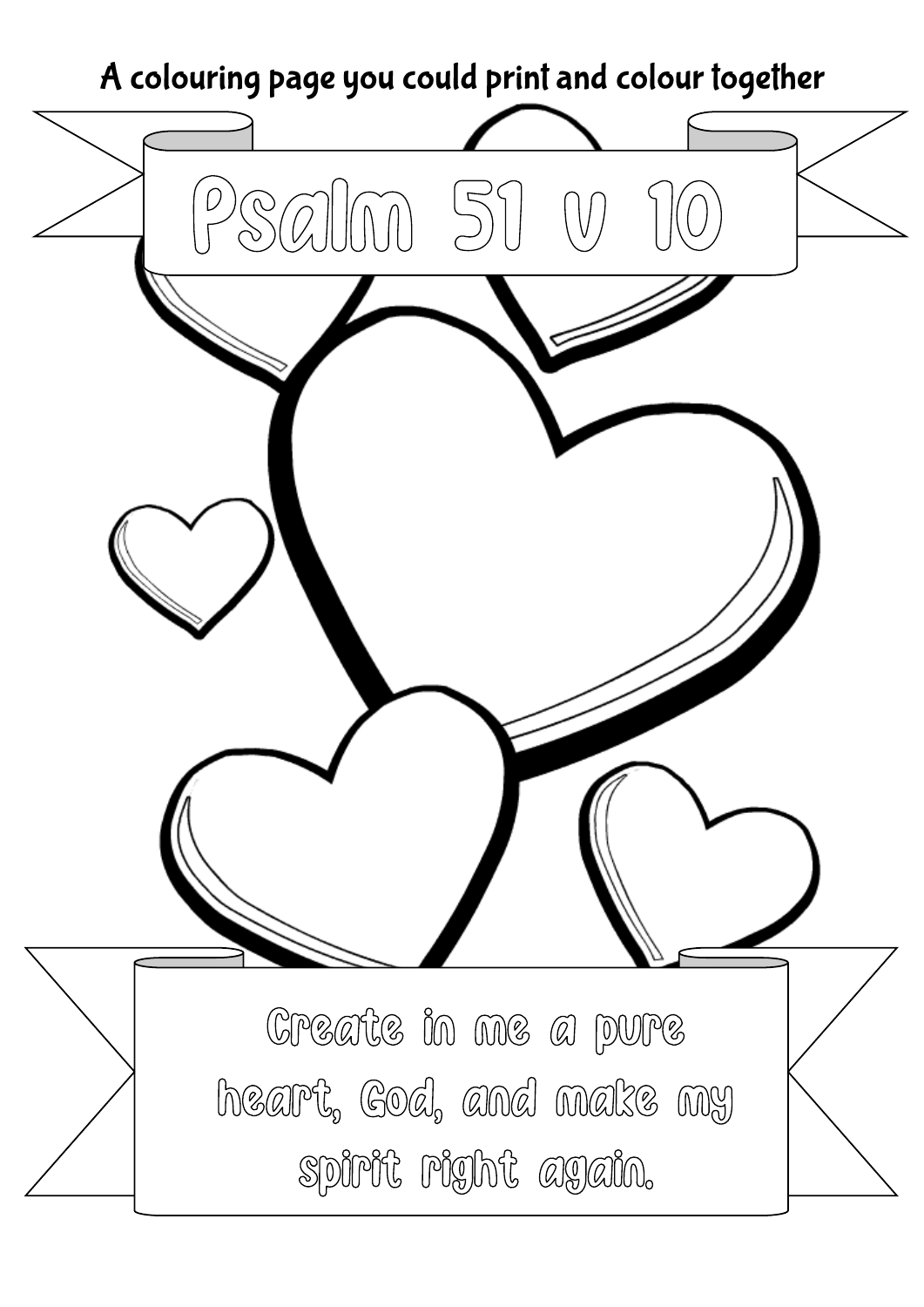A colouring page you could print and colour together

# Psalm 51 v 10

Create in me a pure heart, God, and make my spirit right again.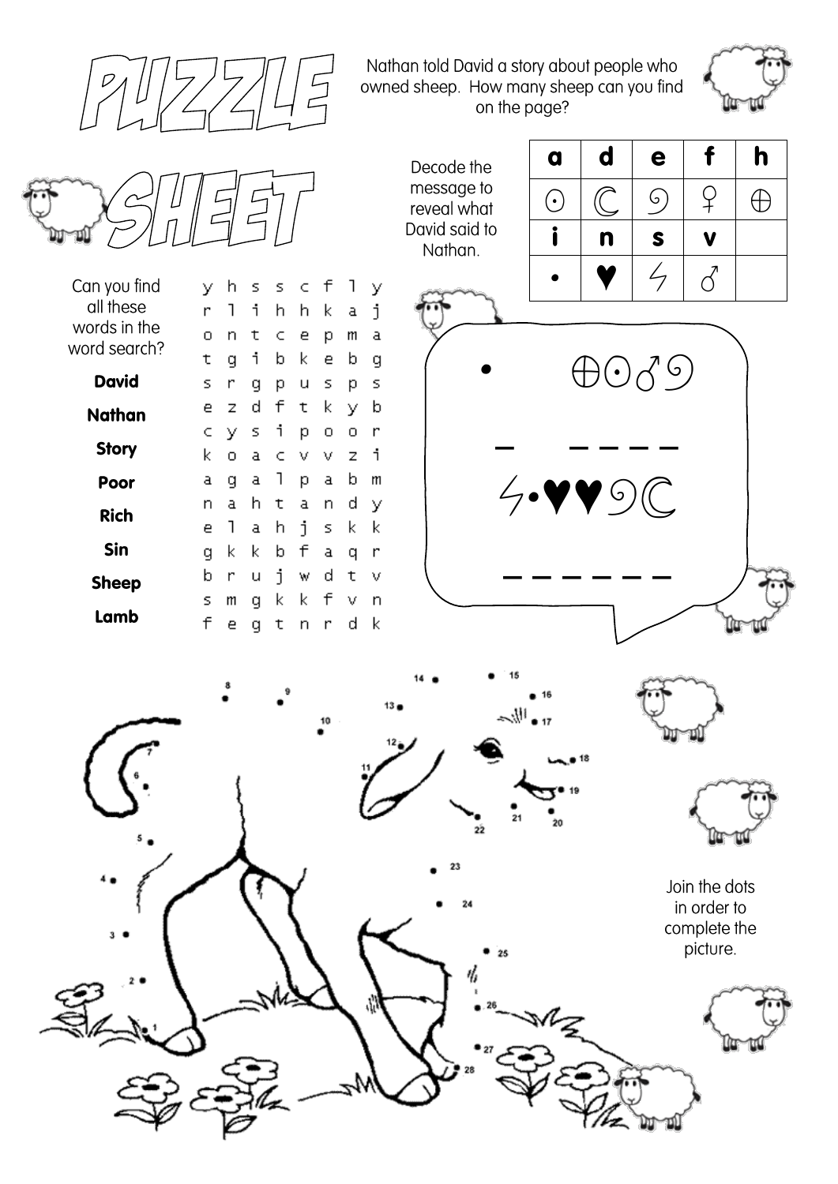# PUZZLE SHEET

Nathan told David a story about people who owned sheep. How many sheep can you find on the page?

Decode the message to reveal what David said to Nathan.

| a | d | e | f | h |
|---|---|---|---|---|
| ⊙ | ☾ | ൭ | ♀ | ⊕ |
| i | n | s | v | |
| • | ♥ | ϟ | ♂ | |

• ⊕⊙♂൭

_ _ _ _ _

ϟ•♥♥൭☾

_ _ _ _ _ _

Can you find all these words in the word search?

**David**

**Nathan**

**Story**

**Poor**

**Rich**

**Sin**

**Sheep**

**Lamb**

| | | | | | | | |
|---|---|---|---|---|---|---|---|
| y | h | s | s | c | f | l | y |
| r | l | i | h | h | k | a | j |
| o | n | t | c | e | p | m | a |
| t | g | i | b | k | e | b | g |
| s | r | g | p | u | s | p | s |
| e | z | d | f | t | k | y | b |
| c | y | s | i | p | o | o | r |
| k | o | a | c | v | v | z | i |
| a | g | a | l | p | a | b | m |
| n | a | h | t | a | n | d | y |
| e | l | a | h | j | s | k | k |
| g | k | k | b | f | a | q | r |
| b | r | u | j | w | d | t | v |
| s | m | g | k | k | f | v | n |
| f | e | g | t | n | r | d | k |

Join the dots in order to complete the picture.

1 2 3 4 5 6 7 8 9 10 11 12 13 14 15 16 17 18 19 20 21 22 23 24 25 26 27 28